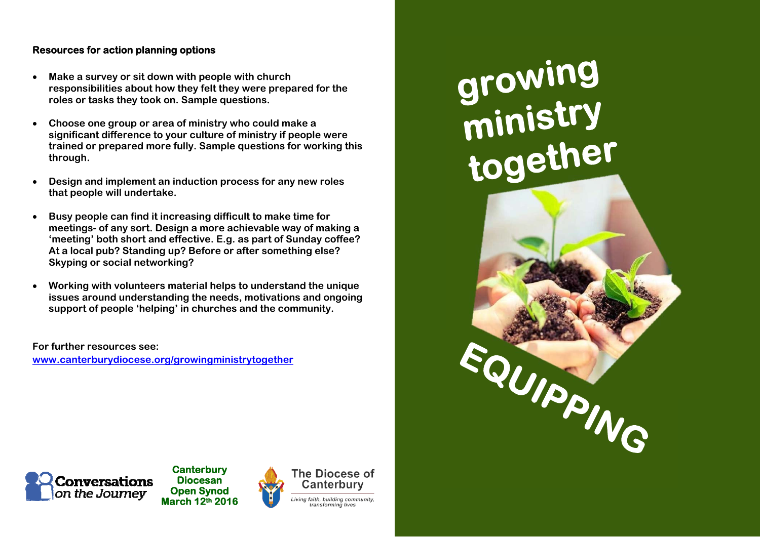**Resources for action planning options**

- **Make a survey or sit down with people with church responsibilities about how they felt they were prepared for the roles or tasks they took on. Sample questions.**
- **Choose one group or area of ministry who could make a significant difference to your culture of ministry if people were trained or prepared more fully. Sample questions for working this through.**
- **Design and implement an induction process for any new roles that people will undertake.**
- **Busy people can find it increasing difficult to make time for meetings- of any sort. Design a more achievable way of making a 'meeting' both short and effective. E.g. as part of Sunday coffee? At a local pub? Standing up? Before or after something else? Skyping or social networking?**
- **Working with volunteers material helps to understand the unique issues around understanding the needs, motivations and ongoing support of people 'helping' in churches and the community.**

**For further resources see:**
**www.canterburydiocese.org/growingministrytogether**

Conversations on the Journey

**Canterbury Diocesan Open Synod March 12th 2016**

The Diocese of Canterbury

*Living faith, building community, transforming lives*

# growing ministry together

# EQUIPPING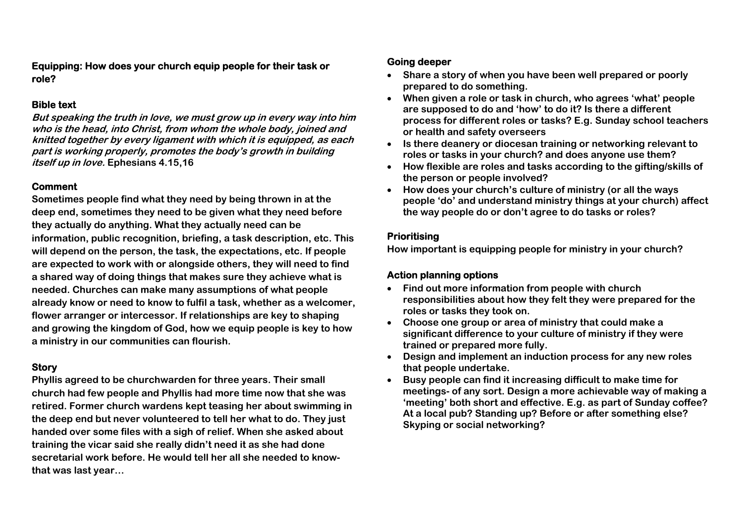## Equipping: How does your church equip people for their task or role?

### Bible text

***But speaking the truth in love, we must grow up in every way into him who is the head, into Christ, from whom the whole body, joined and knitted together by every ligament with which it is equipped, as each part is working properly, promotes the body's growth in building itself up in love.*** **Ephesians 4.15,16**

### Comment

**Sometimes people find what they need by being thrown in at the deep end, sometimes they need to be given what they need before they actually do anything. What they actually need can be information, public recognition, briefing, a task description, etc. This will depend on the person, the task, the expectations, etc. If people are expected to work with or alongside others, they will need to find a shared way of doing things that makes sure they achieve what is needed. Churches can make many assumptions of what people already know or need to know to fulfil a task, whether as a welcomer, flower arranger or intercessor. If relationships are key to shaping and growing the kingdom of God, how we equip people is key to how a ministry in our communities can flourish.**

### Story

**Phyllis agreed to be churchwarden for three years. Their small church had few people and Phyllis had more time now that she was retired. Former church wardens kept teasing her about swimming in the deep end but never volunteered to tell her what to do. They just handed over some files with a sigh of relief. When she asked about training the vicar said she really didn't need it as she had done secretarial work before. He would tell her all she needed to know- that was last year…**

### Going deeper

- **Share a story of when you have been well prepared or poorly prepared to do something.**
- **When given a role or task in church, who agrees 'what' people are supposed to do and 'how' to do it? Is there a different process for different roles or tasks? E.g. Sunday school teachers or health and safety overseers**
- **Is there deanery or diocesan training or networking relevant to roles or tasks in your church? and does anyone use them?**
- **How flexible are roles and tasks according to the gifting/skills of the person or people involved?**
- **How does your church's culture of ministry (or all the ways people 'do' and understand ministry things at your church) affect the way people do or don't agree to do tasks or roles?**

### Prioritising

**How important is equipping people for ministry in your church?**

### Action planning options

- **Find out more information from people with church responsibilities about how they felt they were prepared for the roles or tasks they took on.**
- **Choose one group or area of ministry that could make a significant difference to your culture of ministry if they were trained or prepared more fully.**
- **Design and implement an induction process for any new roles that people undertake.**
- **Busy people can find it increasing difficult to make time for meetings- of any sort. Design a more achievable way of making a 'meeting' both short and effective. E.g. as part of Sunday coffee? At a local pub? Standing up? Before or after something else? Skyping or social networking?**